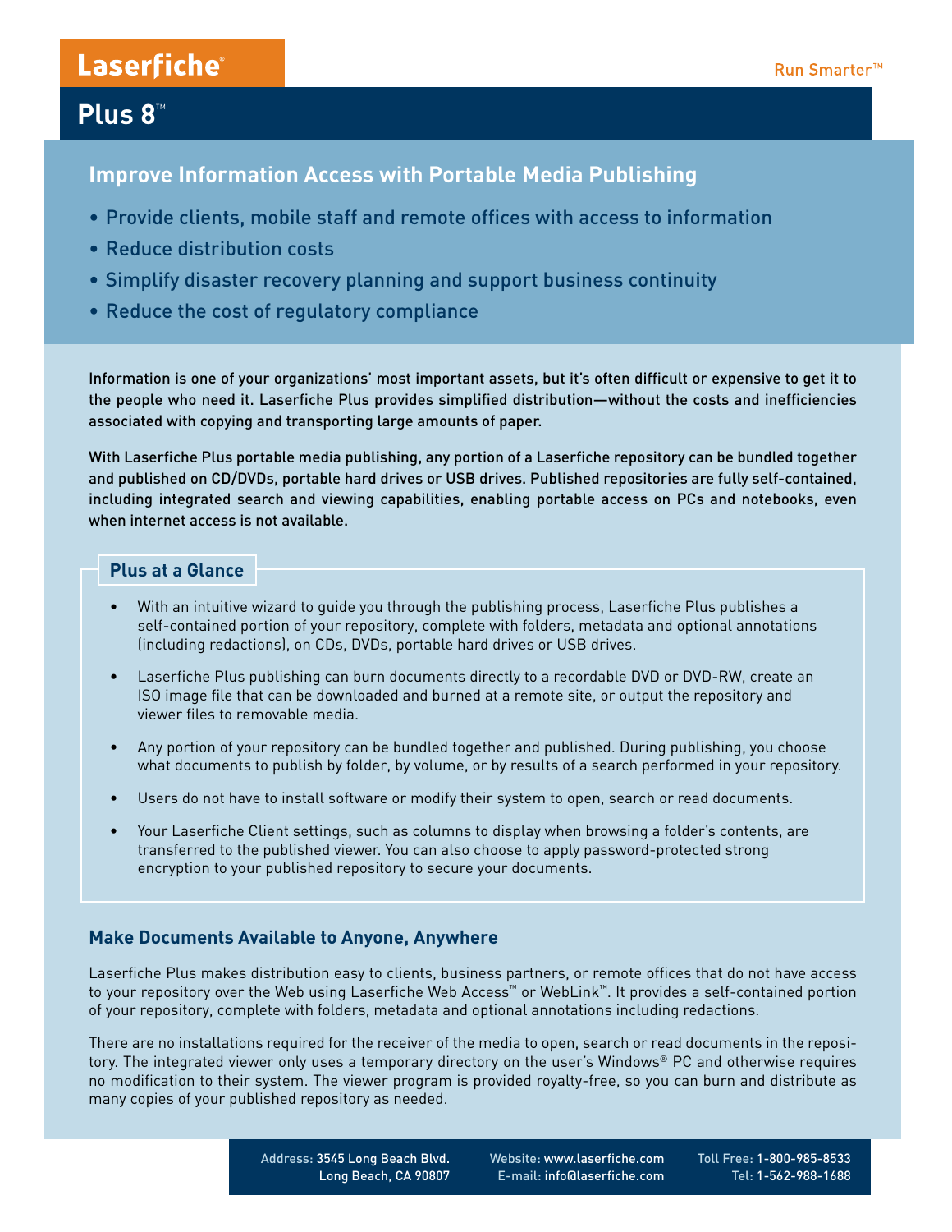# Laserfiche®

Run Smarter™

## Plus 8™

### Improve Information Access with Portable Media Publishing

- Provide clients, mobile staff and remote offices with access to information
- Reduce distribution costs
- Simplify disaster recovery planning and support business continuity
- Reduce the cost of regulatory compliance

Information is one of your organizations' most important assets, but it's often difficult or expensive to get it to the people who need it. Laserfiche Plus provides simplified distribution—without the costs and inefficiencies associated with copying and transporting large amounts of paper.

With Laserfiche Plus portable media publishing, any portion of a Laserfiche repository can be bundled together and published on CD/DVDs, portable hard drives or USB drives. Published repositories are fully self-contained, including integrated search and viewing capabilities, enabling portable access on PCs and notebooks, even when internet access is not available.

### Plus at a Glance

- With an intuitive wizard to guide you through the publishing process, Laserfiche Plus publishes a self-contained portion of your repository, complete with folders, metadata and optional annotations (including redactions), on CDs, DVDs, portable hard drives or USB drives.
- Laserfiche Plus publishing can burn documents directly to a recordable DVD or DVD-RW, create an ISO image file that can be downloaded and burned at a remote site, or output the repository and viewer files to removable media.
- Any portion of your repository can be bundled together and published. During publishing, you choose what documents to publish by folder, by volume, or by results of a search performed in your repository.
- Users do not have to install software or modify their system to open, search or read documents.
- Your Laserfiche Client settings, such as columns to display when browsing a folder's contents, are transferred to the published viewer. You can also choose to apply password-protected strong encryption to your published repository to secure your documents.

### Make Documents Available to Anyone, Anywhere

Laserfiche Plus makes distribution easy to clients, business partners, or remote offices that do not have access to your repository over the Web using Laserfiche Web Access™ or WebLink™. It provides a self-contained portion of your repository, complete with folders, metadata and optional annotations including redactions.

There are no installations required for the receiver of the media to open, search or read documents in the repository. The integrated viewer only uses a temporary directory on the user's Windows® PC and otherwise requires no modification to their system. The viewer program is provided royalty-free, so you can burn and distribute as many copies of your published repository as needed.

Address: 3545 Long Beach Blvd. Long Beach, CA 90807 | Website: www.laserfiche.com | E-mail: info@laserfiche.com | Toll Free: 1-800-985-8533 | Tel: 1-562-988-1688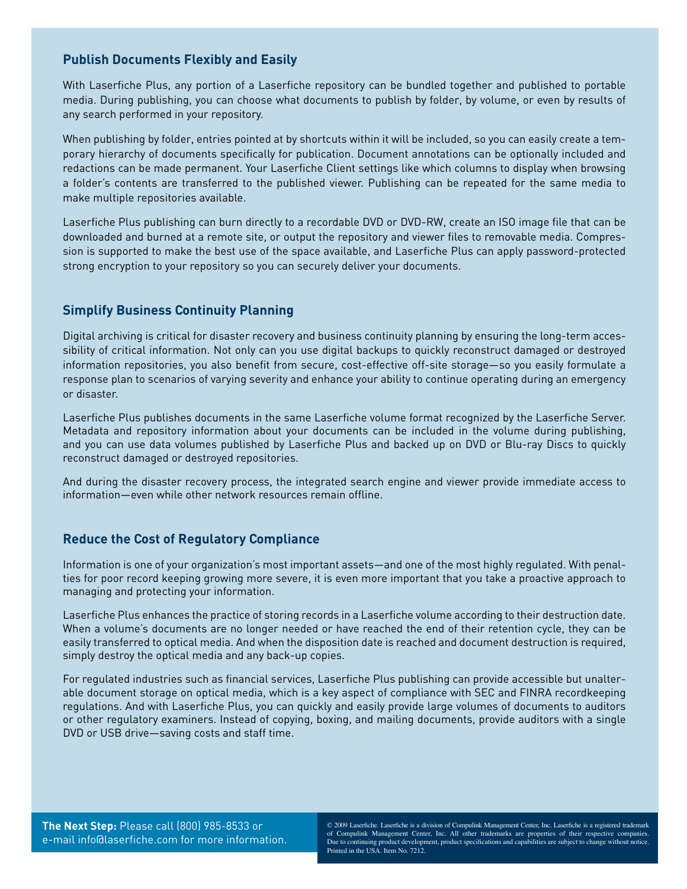## Publish Documents Flexibly and Easily

With Laserfiche Plus, any portion of a Laserfiche repository can be bundled together and published to portable media. During publishing, you can choose what documents to publish by folder, by volume, or even by results of any search performed in your repository.

When publishing by folder, entries pointed at by shortcuts within it will be included, so you can easily create a temporary hierarchy of documents specifically for publication. Document annotations can be optionally included and redactions can be made permanent. Your Laserfiche Client settings like which columns to display when browsing a folder's contents are transferred to the published viewer. Publishing can be repeated for the same media to make multiple repositories available.

Laserfiche Plus publishing can burn directly to a recordable DVD or DVD-RW, create an ISO image file that can be downloaded and burned at a remote site, or output the repository and viewer files to removable media. Compression is supported to make the best use of the space available, and Laserfiche Plus can apply password-protected strong encryption to your repository so you can securely deliver your documents.

## Simplify Business Continuity Planning

Digital archiving is critical for disaster recovery and business continuity planning by ensuring the long-term accessibility of critical information. Not only can you use digital backups to quickly reconstruct damaged or destroyed information repositories, you also benefit from secure, cost-effective off-site storage—so you easily formulate a response plan to scenarios of varying severity and enhance your ability to continue operating during an emergency or disaster.

Laserfiche Plus publishes documents in the same Laserfiche volume format recognized by the Laserfiche Server. Metadata and repository information about your documents can be included in the volume during publishing, and you can use data volumes published by Laserfiche Plus and backed up on DVD or Blu-ray Discs to quickly reconstruct damaged or destroyed repositories.

And during the disaster recovery process, the integrated search engine and viewer provide immediate access to information—even while other network resources remain offline.

## Reduce the Cost of Regulatory Compliance

Information is one of your organization's most important assets—and one of the most highly regulated. With penalties for poor record keeping growing more severe, it is even more important that you take a proactive approach to managing and protecting your information.

Laserfiche Plus enhances the practice of storing records in a Laserfiche volume according to their destruction date. When a volume's documents are no longer needed or have reached the end of their retention cycle, they can be easily transferred to optical media. And when the disposition date is reached and document destruction is required, simply destroy the optical media and any back-up copies.

For regulated industries such as financial services, Laserfiche Plus publishing can provide accessible but unalterable document storage on optical media, which is a key aspect of compliance with SEC and FINRA recordkeeping regulations. And with Laserfiche Plus, you can quickly and easily provide large volumes of documents to auditors or other regulatory examiners. Instead of copying, boxing, and mailing documents, provide auditors with a single DVD or USB drive—saving costs and staff time.

**The Next Step:** Please call (800) 985-8533 or e-mail info@laserfiche.com for more information.

© 2009 Laserfiche. Laserfiche is a division of Compulink Management Center, Inc. Laserfiche is a registered trademark of Compulink Management Center, Inc. All other trademarks are properties of their respective companies. Due to continuing product development, product specifications and capabilities are subject to change without notice. Printed in the USA. Item No. 7212.